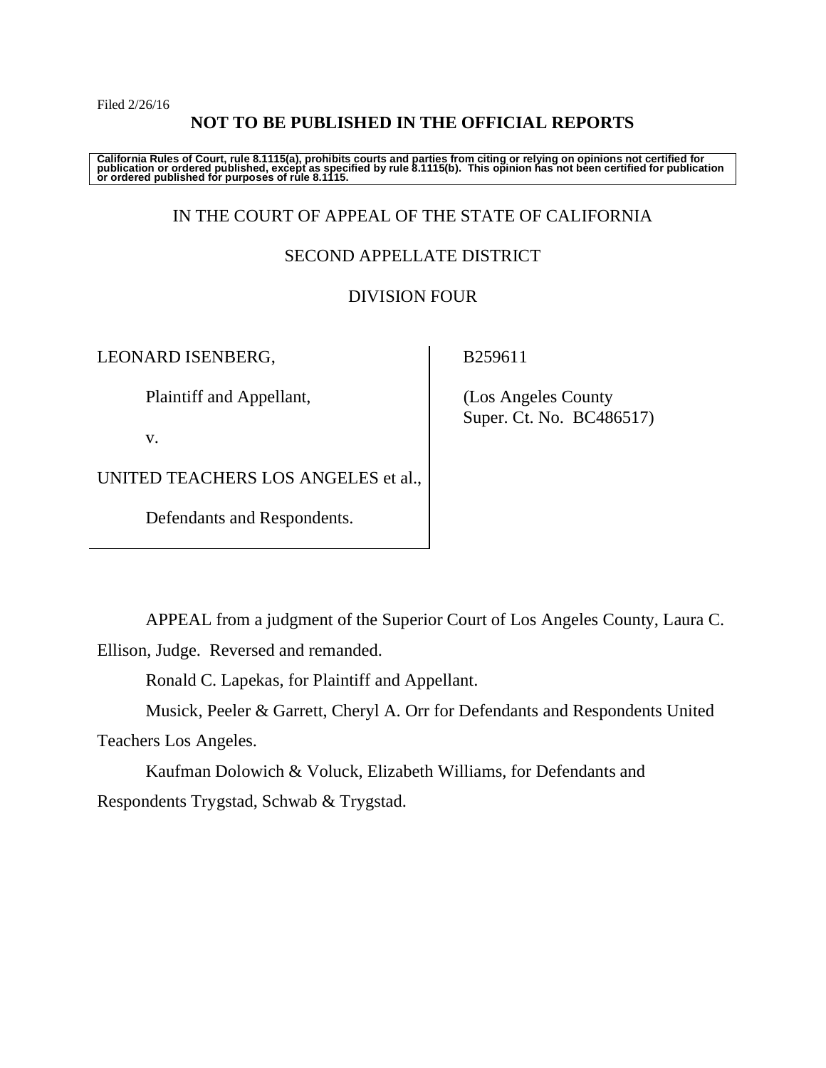Filed 2/26/16

**NOT TO BE PUBLISHED IN THE OFFICIAL REPORTS**

**California Rules of Court, rule 8.1115(a), prohibits courts and parties from citing or relying on opinions not certified for publication or ordered published, except as specified by rule 8.1115(b). This opinion has not been certified for publication or ordered published for purposes of rule 8.1115.**

IN THE COURT OF APPEAL OF THE STATE OF CALIFORNIA

SECOND APPELLATE DISTRICT

DIVISION FOUR

LEONARD ISENBERG,

Plaintiff and Appellant,

v.

UNITED TEACHERS LOS ANGELES et al.,

Defendants and Respondents.

B259611

(Los Angeles County Super. Ct. No. BC486517)

APPEAL from a judgment of the Superior Court of Los Angeles County, Laura C. Ellison, Judge. Reversed and remanded.

Ronald C. Lapekas, for Plaintiff and Appellant.

Musick, Peeler & Garrett, Cheryl A. Orr for Defendants and Respondents United Teachers Los Angeles.

Kaufman Dolowich & Voluck, Elizabeth Williams, for Defendants and Respondents Trygstad, Schwab & Trygstad.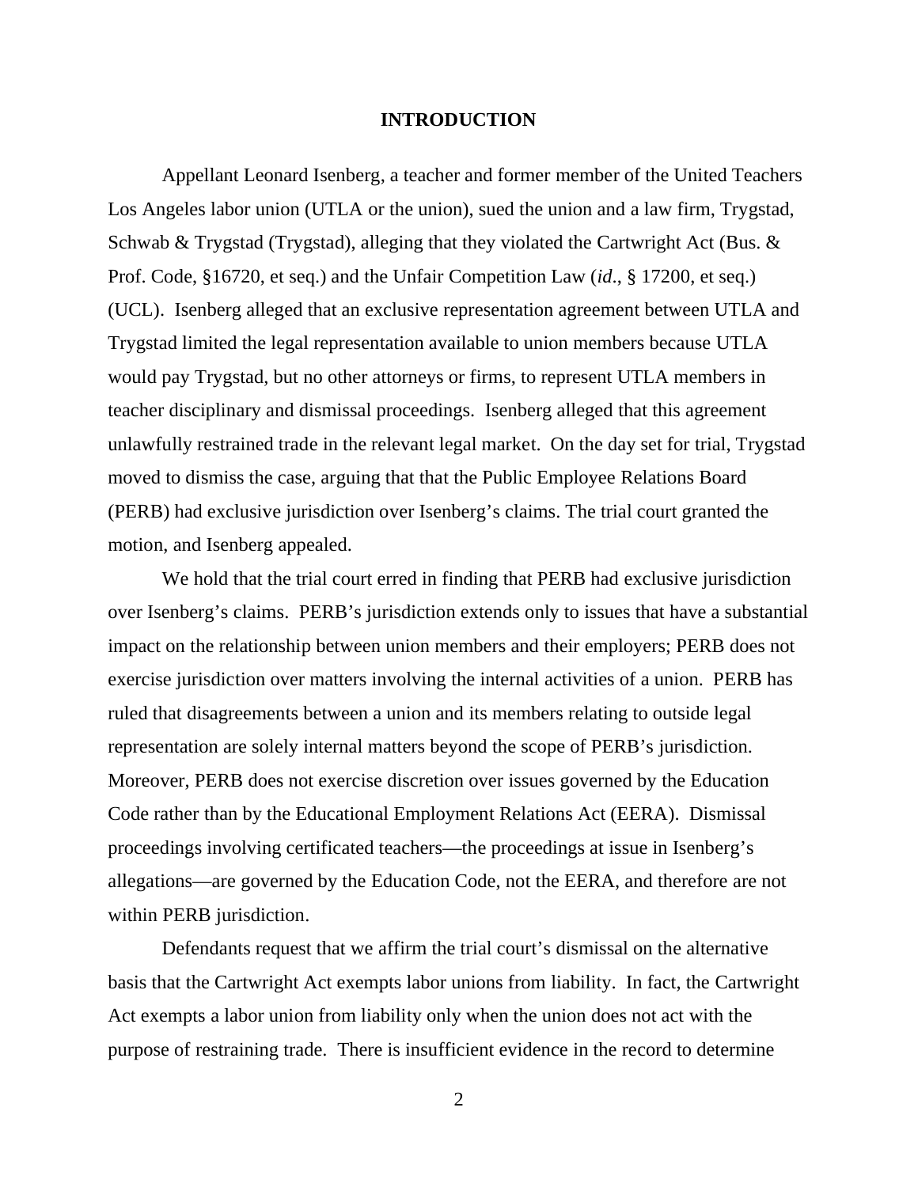## INTRODUCTION

Appellant Leonard Isenberg, a teacher and former member of the United Teachers Los Angeles labor union (UTLA or the union), sued the union and a law firm, Trygstad, Schwab & Trygstad (Trygstad), alleging that they violated the Cartwright Act (Bus. & Prof. Code, §16720, et seq.) and the Unfair Competition Law (*id*., § 17200, et seq.) (UCL). Isenberg alleged that an exclusive representation agreement between UTLA and Trygstad limited the legal representation available to union members because UTLA would pay Trygstad, but no other attorneys or firms, to represent UTLA members in teacher disciplinary and dismissal proceedings. Isenberg alleged that this agreement unlawfully restrained trade in the relevant legal market. On the day set for trial, Trygstad moved to dismiss the case, arguing that that the Public Employee Relations Board (PERB) had exclusive jurisdiction over Isenberg's claims. The trial court granted the motion, and Isenberg appealed.

We hold that the trial court erred in finding that PERB had exclusive jurisdiction over Isenberg's claims. PERB's jurisdiction extends only to issues that have a substantial impact on the relationship between union members and their employers; PERB does not exercise jurisdiction over matters involving the internal activities of a union. PERB has ruled that disagreements between a union and its members relating to outside legal representation are solely internal matters beyond the scope of PERB's jurisdiction. Moreover, PERB does not exercise discretion over issues governed by the Education Code rather than by the Educational Employment Relations Act (EERA). Dismissal proceedings involving certificated teachers—the proceedings at issue in Isenberg's allegations—are governed by the Education Code, not the EERA, and therefore are not within PERB jurisdiction.

Defendants request that we affirm the trial court's dismissal on the alternative basis that the Cartwright Act exempts labor unions from liability. In fact, the Cartwright Act exempts a labor union from liability only when the union does not act with the purpose of restraining trade. There is insufficient evidence in the record to determine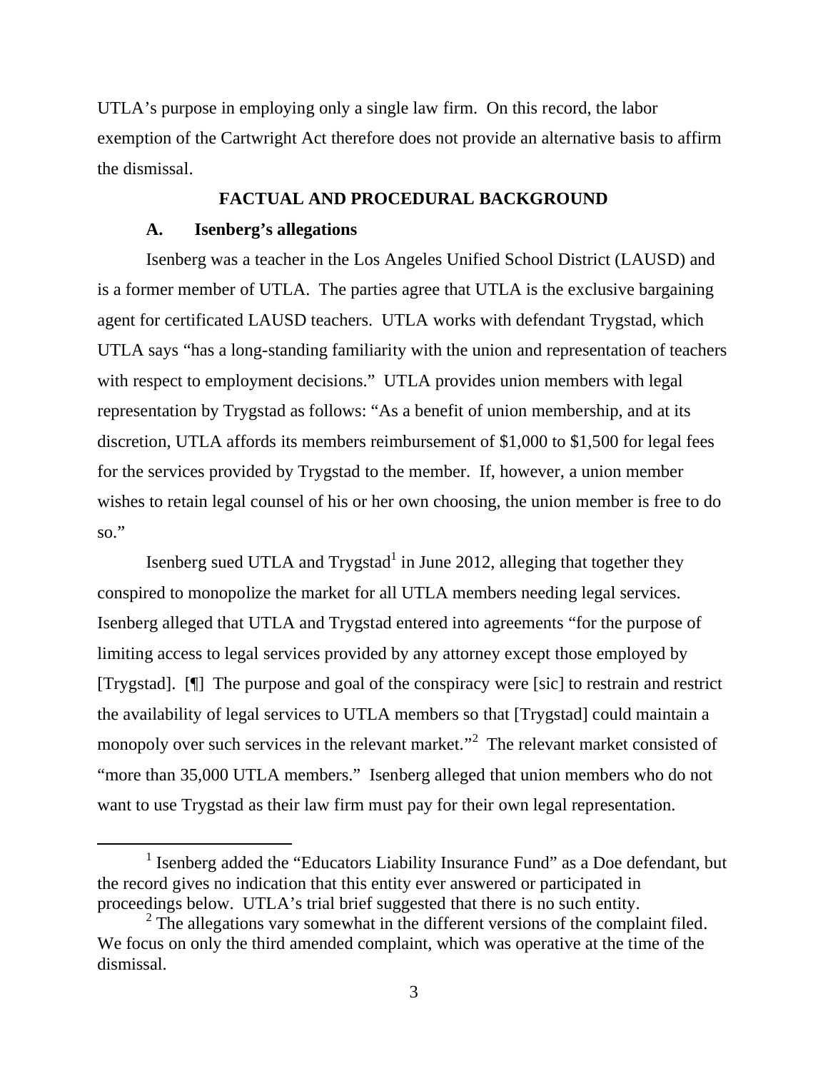UTLA's purpose in employing only a single law firm. On this record, the labor exemption of the Cartwright Act therefore does not provide an alternative basis to affirm the dismissal.

## FACTUAL AND PROCEDURAL BACKGROUND

### A. Isenberg's allegations

Isenberg was a teacher in the Los Angeles Unified School District (LAUSD) and is a former member of UTLA. The parties agree that UTLA is the exclusive bargaining agent for certificated LAUSD teachers. UTLA works with defendant Trygstad, which UTLA says "has a long-standing familiarity with the union and representation of teachers with respect to employment decisions." UTLA provides union members with legal representation by Trygstad as follows: "As a benefit of union membership, and at its discretion, UTLA affords its members reimbursement of $1,000 to $1,500 for legal fees for the services provided by Trygstad to the member. If, however, a union member wishes to retain legal counsel of his or her own choosing, the union member is free to do so."

Isenberg sued UTLA and Trygstad[1] in June 2012, alleging that together they conspired to monopolize the market for all UTLA members needing legal services. Isenberg alleged that UTLA and Trygstad entered into agreements "for the purpose of limiting access to legal services provided by any attorney except those employed by [Trygstad]. [¶] The purpose and goal of the conspiracy were [sic] to restrain and restrict the availability of legal services to UTLA members so that [Trygstad] could maintain a monopoly over such services in the relevant market."[2] The relevant market consisted of "more than 35,000 UTLA members." Isenberg alleged that union members who do not want to use Trygstad as their law firm must pay for their own legal representation.

---

[1] Isenberg added the "Educators Liability Insurance Fund" as a Doe defendant, but the record gives no indication that this entity ever answered or participated in proceedings below. UTLA's trial brief suggested that there is no such entity.

[2] The allegations vary somewhat in the different versions of the complaint filed. We focus on only the third amended complaint, which was operative at the time of the dismissal.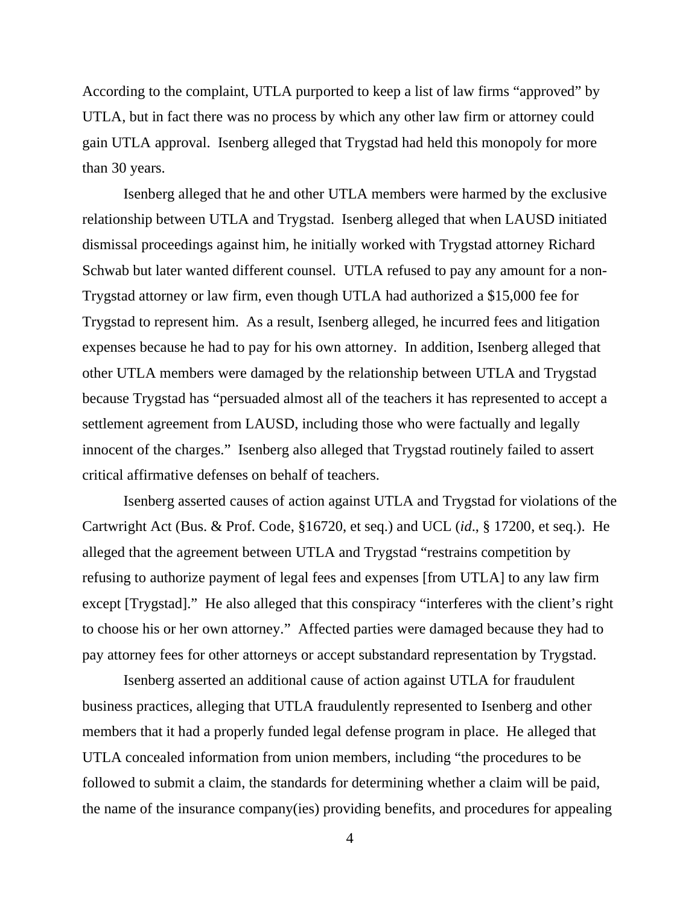According to the complaint, UTLA purported to keep a list of law firms "approved" by UTLA, but in fact there was no process by which any other law firm or attorney could gain UTLA approval. Isenberg alleged that Trygstad had held this monopoly for more than 30 years.

Isenberg alleged that he and other UTLA members were harmed by the exclusive relationship between UTLA and Trygstad. Isenberg alleged that when LAUSD initiated dismissal proceedings against him, he initially worked with Trygstad attorney Richard Schwab but later wanted different counsel. UTLA refused to pay any amount for a non-Trygstad attorney or law firm, even though UTLA had authorized a $15,000 fee for Trygstad to represent him. As a result, Isenberg alleged, he incurred fees and litigation expenses because he had to pay for his own attorney. In addition, Isenberg alleged that other UTLA members were damaged by the relationship between UTLA and Trygstad because Trygstad has "persuaded almost all of the teachers it has represented to accept a settlement agreement from LAUSD, including those who were factually and legally innocent of the charges." Isenberg also alleged that Trygstad routinely failed to assert critical affirmative defenses on behalf of teachers.

Isenberg asserted causes of action against UTLA and Trygstad for violations of the Cartwright Act (Bus. & Prof. Code, §16720, et seq.) and UCL (*id*., § 17200, et seq.). He alleged that the agreement between UTLA and Trygstad "restrains competition by refusing to authorize payment of legal fees and expenses [from UTLA] to any law firm except [Trygstad]." He also alleged that this conspiracy "interferes with the client's right to choose his or her own attorney." Affected parties were damaged because they had to pay attorney fees for other attorneys or accept substandard representation by Trygstad.

Isenberg asserted an additional cause of action against UTLA for fraudulent business practices, alleging that UTLA fraudulently represented to Isenberg and other members that it had a properly funded legal defense program in place. He alleged that UTLA concealed information from union members, including "the procedures to be followed to submit a claim, the standards for determining whether a claim will be paid, the name of the insurance company(ies) providing benefits, and procedures for appealing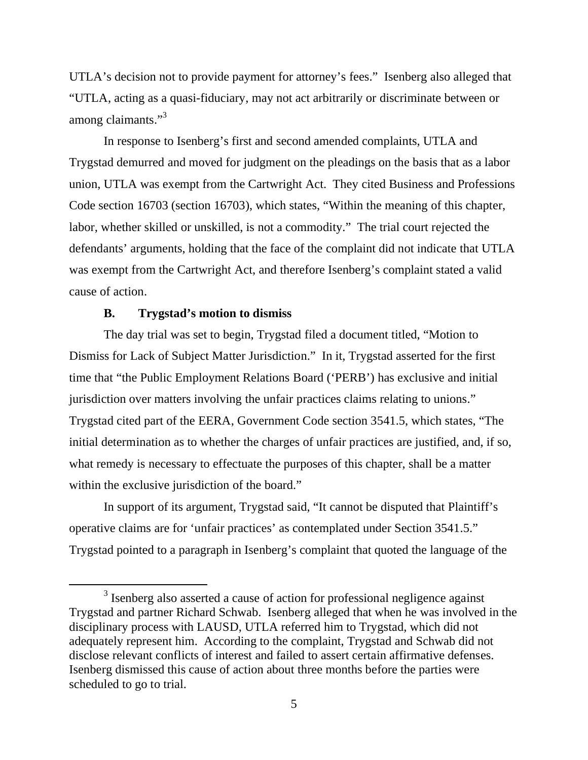UTLA's decision not to provide payment for attorney's fees." Isenberg also alleged that "UTLA, acting as a quasi-fiduciary, may not act arbitrarily or discriminate between or among claimants."[3]

In response to Isenberg's first and second amended complaints, UTLA and Trygstad demurred and moved for judgment on the pleadings on the basis that as a labor union, UTLA was exempt from the Cartwright Act. They cited Business and Professions Code section 16703 (section 16703), which states, "Within the meaning of this chapter, labor, whether skilled or unskilled, is not a commodity." The trial court rejected the defendants' arguments, holding that the face of the complaint did not indicate that UTLA was exempt from the Cartwright Act, and therefore Isenberg's complaint stated a valid cause of action.

### B. Trygstad's motion to dismiss

The day trial was set to begin, Trygstad filed a document titled, "Motion to Dismiss for Lack of Subject Matter Jurisdiction." In it, Trygstad asserted for the first time that "the Public Employment Relations Board ('PERB') has exclusive and initial jurisdiction over matters involving the unfair practices claims relating to unions." Trygstad cited part of the EERA, Government Code section 3541.5, which states, "The initial determination as to whether the charges of unfair practices are justified, and, if so, what remedy is necessary to effectuate the purposes of this chapter, shall be a matter within the exclusive jurisdiction of the board."

In support of its argument, Trygstad said, "It cannot be disputed that Plaintiff's operative claims are for 'unfair practices' as contemplated under Section 3541.5." Trygstad pointed to a paragraph in Isenberg's complaint that quoted the language of the

[3] Isenberg also asserted a cause of action for professional negligence against Trygstad and partner Richard Schwab. Isenberg alleged that when he was involved in the disciplinary process with LAUSD, UTLA referred him to Trygstad, which did not adequately represent him. According to the complaint, Trygstad and Schwab did not disclose relevant conflicts of interest and failed to assert certain affirmative defenses. Isenberg dismissed this cause of action about three months before the parties were scheduled to go to trial.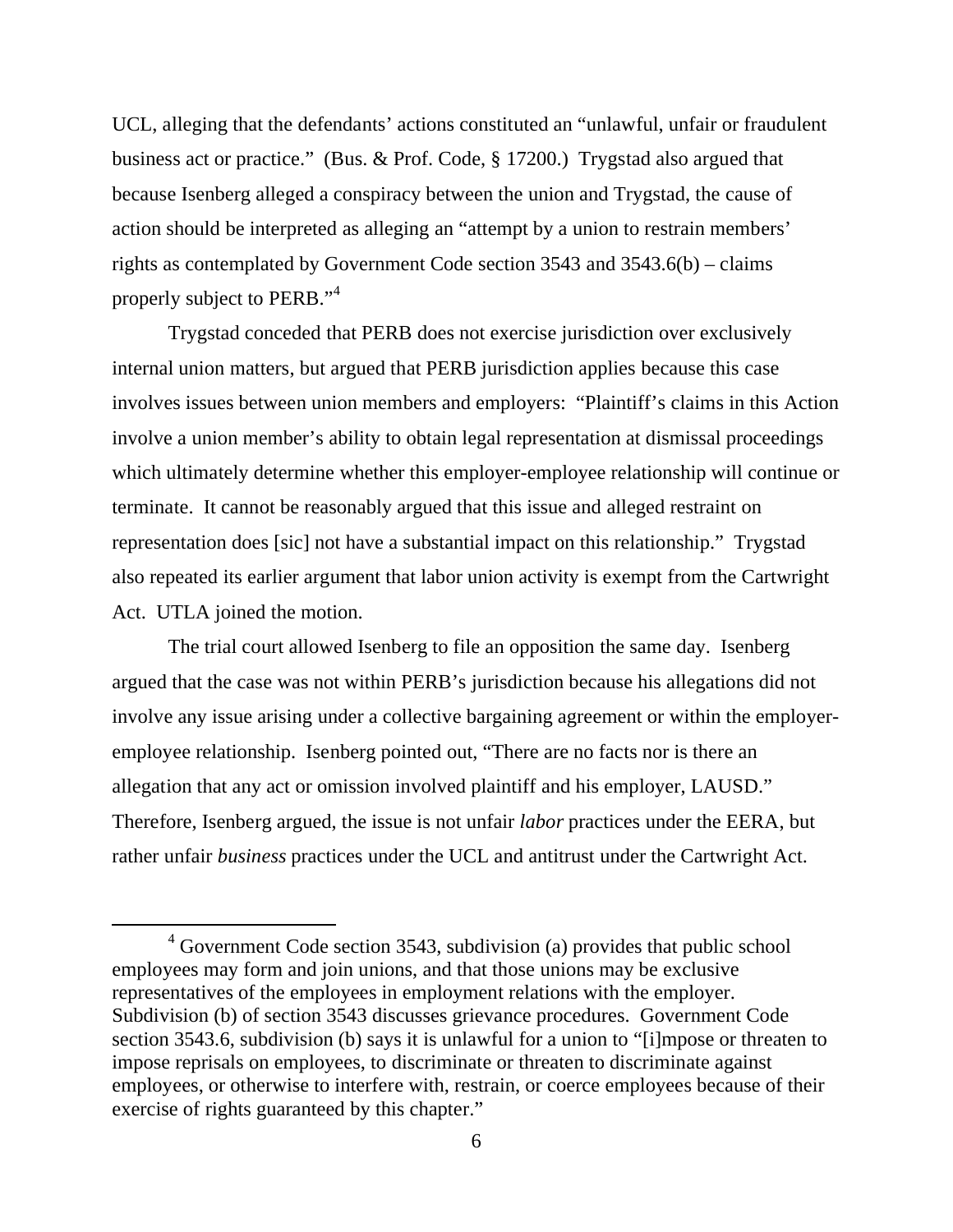UCL, alleging that the defendants' actions constituted an "unlawful, unfair or fraudulent business act or practice." (Bus. & Prof. Code, § 17200.) Trygstad also argued that because Isenberg alleged a conspiracy between the union and Trygstad, the cause of action should be interpreted as alleging an "attempt by a union to restrain members' rights as contemplated by Government Code section 3543 and 3543.6(b) – claims properly subject to PERB."[4]

Trygstad conceded that PERB does not exercise jurisdiction over exclusively internal union matters, but argued that PERB jurisdiction applies because this case involves issues between union members and employers: "Plaintiff's claims in this Action involve a union member's ability to obtain legal representation at dismissal proceedings which ultimately determine whether this employer-employee relationship will continue or terminate. It cannot be reasonably argued that this issue and alleged restraint on representation does [sic] not have a substantial impact on this relationship." Trygstad also repeated its earlier argument that labor union activity is exempt from the Cartwright Act. UTLA joined the motion.

The trial court allowed Isenberg to file an opposition the same day. Isenberg argued that the case was not within PERB's jurisdiction because his allegations did not involve any issue arising under a collective bargaining agreement or within the employer-employee relationship. Isenberg pointed out, "There are no facts nor is there an allegation that any act or omission involved plaintiff and his employer, LAUSD." Therefore, Isenberg argued, the issue is not unfair *labor* practices under the EERA, but rather unfair *business* practices under the UCL and antitrust under the Cartwright Act.

---

[4] Government Code section 3543, subdivision (a) provides that public school employees may form and join unions, and that those unions may be exclusive representatives of the employees in employment relations with the employer. Subdivision (b) of section 3543 discusses grievance procedures. Government Code section 3543.6, subdivision (b) says it is unlawful for a union to "[i]mpose or threaten to impose reprisals on employees, to discriminate or threaten to discriminate against employees, or otherwise to interfere with, restrain, or coerce employees because of their exercise of rights guaranteed by this chapter."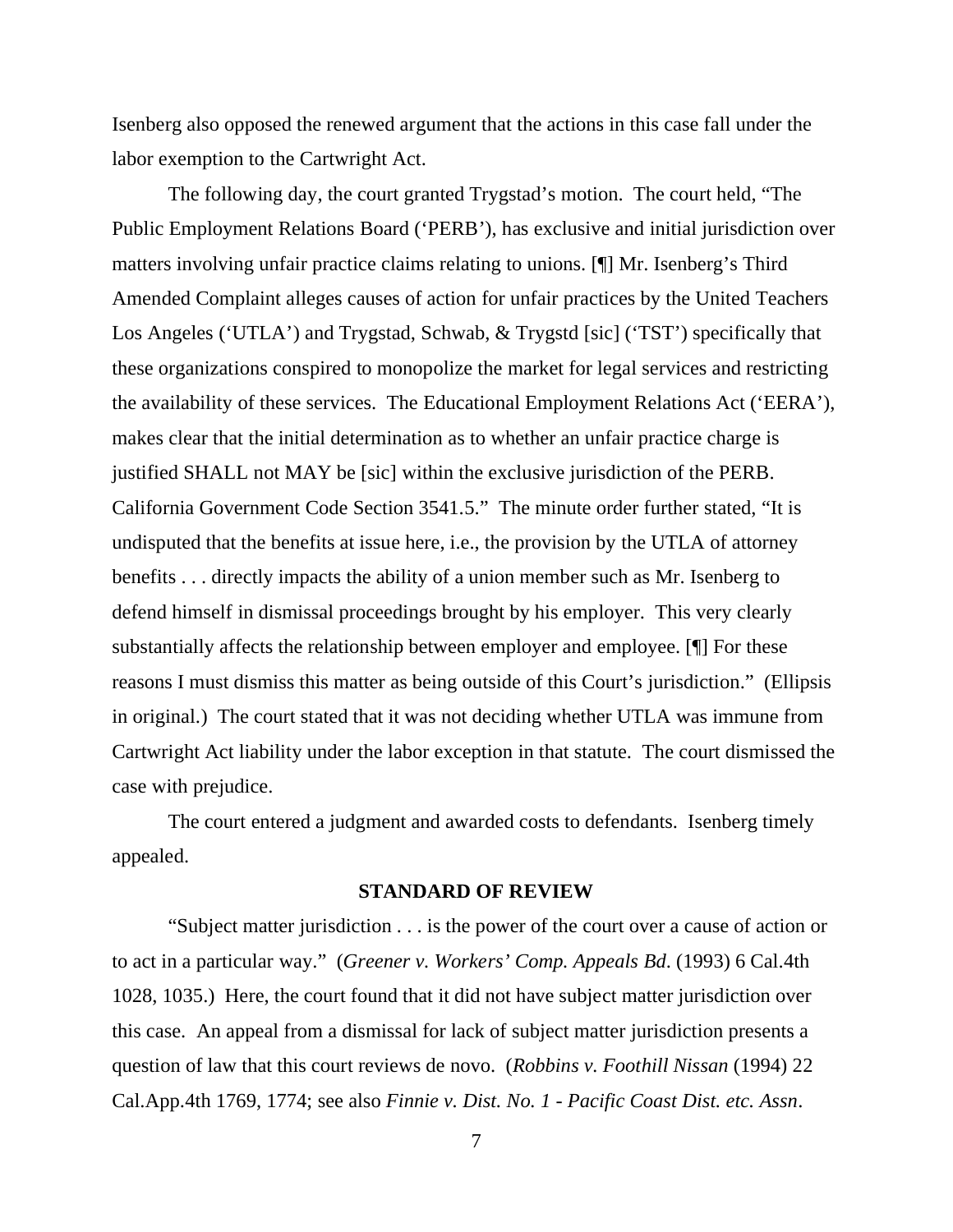Isenberg also opposed the renewed argument that the actions in this case fall under the labor exemption to the Cartwright Act.

The following day, the court granted Trygstad's motion. The court held, "The Public Employment Relations Board ('PERB'), has exclusive and initial jurisdiction over matters involving unfair practice claims relating to unions. [¶] Mr. Isenberg's Third Amended Complaint alleges causes of action for unfair practices by the United Teachers Los Angeles ('UTLA') and Trygstad, Schwab, & Trygstd [sic] ('TST') specifically that these organizations conspired to monopolize the market for legal services and restricting the availability of these services. The Educational Employment Relations Act ('EERA'), makes clear that the initial determination as to whether an unfair practice charge is justified SHALL not MAY be [sic] within the exclusive jurisdiction of the PERB. California Government Code Section 3541.5." The minute order further stated, "It is undisputed that the benefits at issue here, i.e., the provision by the UTLA of attorney benefits . . . directly impacts the ability of a union member such as Mr. Isenberg to defend himself in dismissal proceedings brought by his employer. This very clearly substantially affects the relationship between employer and employee. [¶] For these reasons I must dismiss this matter as being outside of this Court's jurisdiction." (Ellipsis in original.) The court stated that it was not deciding whether UTLA was immune from Cartwright Act liability under the labor exception in that statute. The court dismissed the case with prejudice.

The court entered a judgment and awarded costs to defendants. Isenberg timely appealed.

## STANDARD OF REVIEW

"Subject matter jurisdiction . . . is the power of the court over a cause of action or to act in a particular way." (*Greener v. Workers' Comp. Appeals Bd.* (1993) 6 Cal.4th 1028, 1035.) Here, the court found that it did not have subject matter jurisdiction over this case. An appeal from a dismissal for lack of subject matter jurisdiction presents a question of law that this court reviews de novo. (*Robbins v. Foothill Nissan* (1994) 22 Cal.App.4th 1769, 1774; see also *Finnie v. Dist. No. 1 - Pacific Coast Dist. etc. Assn*.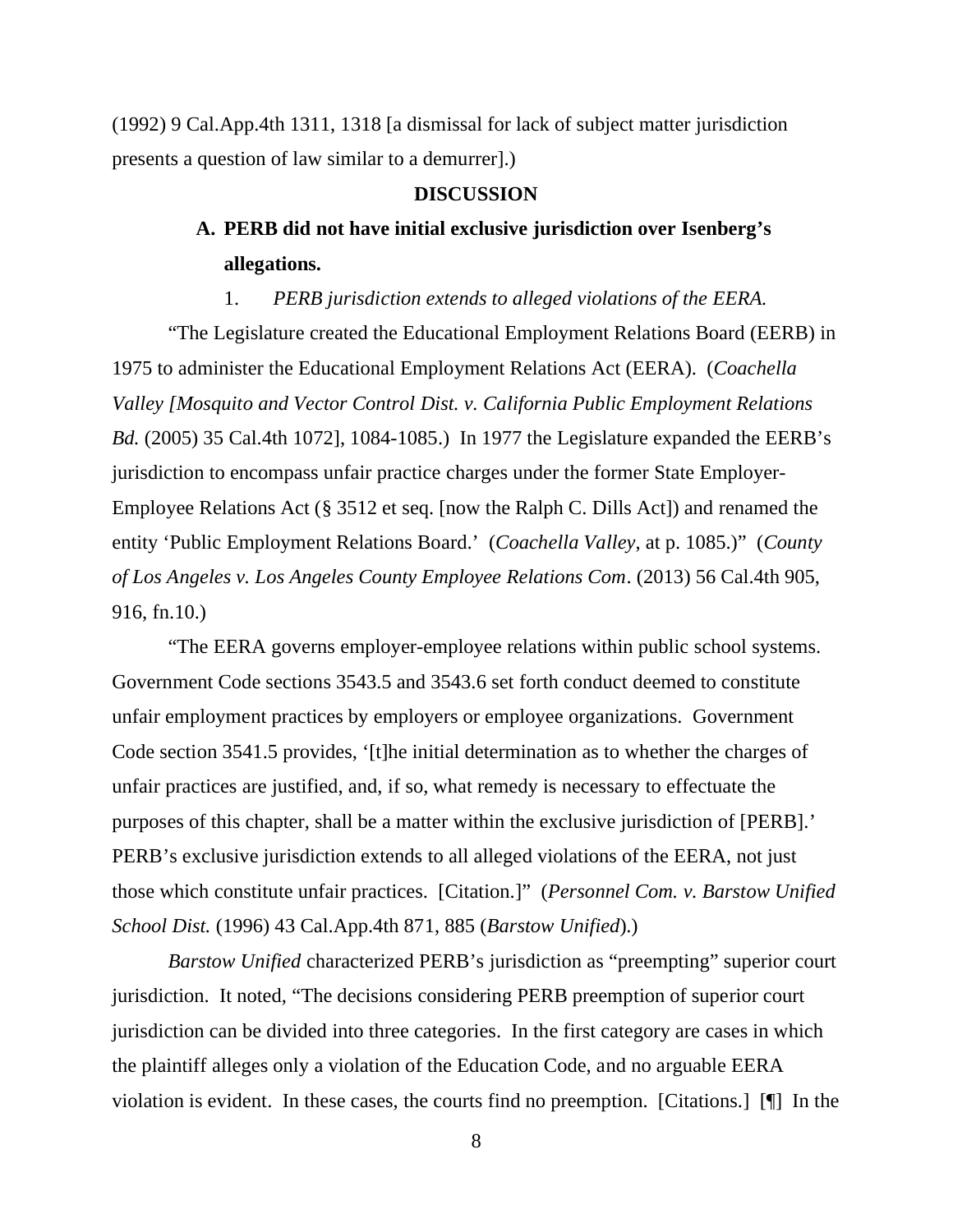(1992) 9 Cal.App.4th 1311, 1318 [a dismissal for lack of subject matter jurisdiction presents a question of law similar to a demurrer].)

## DISCUSSION

### A. PERB did not have initial exclusive jurisdiction over Isenberg's allegations.

1. *PERB jurisdiction extends to alleged violations of the EERA.*

"The Legislature created the Educational Employment Relations Board (EERB) in 1975 to administer the Educational Employment Relations Act (EERA). (*Coachella Valley [Mosquito and Vector Control Dist. v. California Public Employment Relations Bd.* (2005) 35 Cal.4th 1072], 1084-1085.) In 1977 the Legislature expanded the EERB's jurisdiction to encompass unfair practice charges under the former State Employer-Employee Relations Act (§ 3512 et seq. [now the Ralph C. Dills Act]) and renamed the entity 'Public Employment Relations Board.' (*Coachella Valley*, at p. 1085.)" (*County of Los Angeles v. Los Angeles County Employee Relations Com*. (2013) 56 Cal.4th 905, 916, fn.10.)

"The EERA governs employer-employee relations within public school systems. Government Code sections 3543.5 and 3543.6 set forth conduct deemed to constitute unfair employment practices by employers or employee organizations. Government Code section 3541.5 provides, '[t]he initial determination as to whether the charges of unfair practices are justified, and, if so, what remedy is necessary to effectuate the purposes of this chapter, shall be a matter within the exclusive jurisdiction of [PERB].' PERB's exclusive jurisdiction extends to all alleged violations of the EERA, not just those which constitute unfair practices. [Citation.]" (*Personnel Com. v. Barstow Unified School Dist.* (1996) 43 Cal.App.4th 871, 885 (*Barstow Unified*).)

*Barstow Unified* characterized PERB's jurisdiction as "preempting" superior court jurisdiction. It noted, "The decisions considering PERB preemption of superior court jurisdiction can be divided into three categories. In the first category are cases in which the plaintiff alleges only a violation of the Education Code, and no arguable EERA violation is evident. In these cases, the courts find no preemption. [Citations.] [¶] In the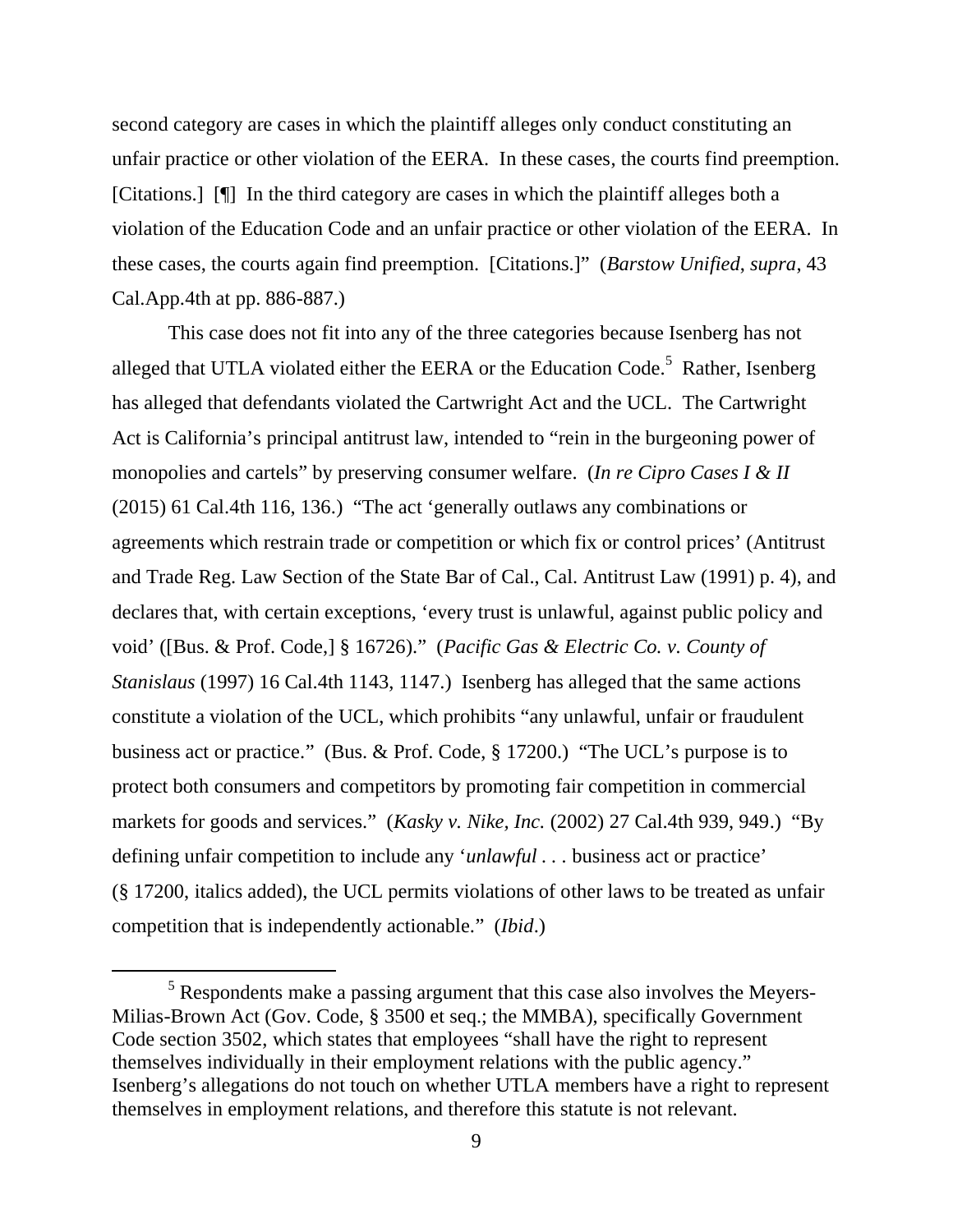second category are cases in which the plaintiff alleges only conduct constituting an unfair practice or other violation of the EERA. In these cases, the courts find preemption. [Citations.] [¶] In the third category are cases in which the plaintiff alleges both a violation of the Education Code and an unfair practice or other violation of the EERA. In these cases, the courts again find preemption. [Citations.]" (*Barstow Unified*, *supra*, 43 Cal.App.4th at pp. 886-887.)

This case does not fit into any of the three categories because Isenberg has not alleged that UTLA violated either the EERA or the Education Code.[5] Rather, Isenberg has alleged that defendants violated the Cartwright Act and the UCL. The Cartwright Act is California's principal antitrust law, intended to "rein in the burgeoning power of monopolies and cartels" by preserving consumer welfare. (*In re Cipro Cases I & II* (2015) 61 Cal.4th 116, 136.) "The act 'generally outlaws any combinations or agreements which restrain trade or competition or which fix or control prices' (Antitrust and Trade Reg. Law Section of the State Bar of Cal., Cal. Antitrust Law (1991) p. 4), and declares that, with certain exceptions, 'every trust is unlawful, against public policy and void' ([Bus. & Prof. Code,] § 16726)." (*Pacific Gas & Electric Co. v. County of Stanislaus* (1997) 16 Cal.4th 1143, 1147.) Isenberg has alleged that the same actions constitute a violation of the UCL, which prohibits "any unlawful, unfair or fraudulent business act or practice." (Bus. & Prof. Code, § 17200.) "The UCL's purpose is to protect both consumers and competitors by promoting fair competition in commercial markets for goods and services." (*Kasky v. Nike, Inc.* (2002) 27 Cal.4th 939, 949.) "By defining unfair competition to include any '*unlawful* . . . business act or practice' (§ 17200, italics added), the UCL permits violations of other laws to be treated as unfair competition that is independently actionable." (*Ibid*.)

[5] Respondents make a passing argument that this case also involves the Meyers-Milias-Brown Act (Gov. Code, § 3500 et seq.; the MMBA), specifically Government Code section 3502, which states that employees "shall have the right to represent themselves individually in their employment relations with the public agency." Isenberg's allegations do not touch on whether UTLA members have a right to represent themselves in employment relations, and therefore this statute is not relevant.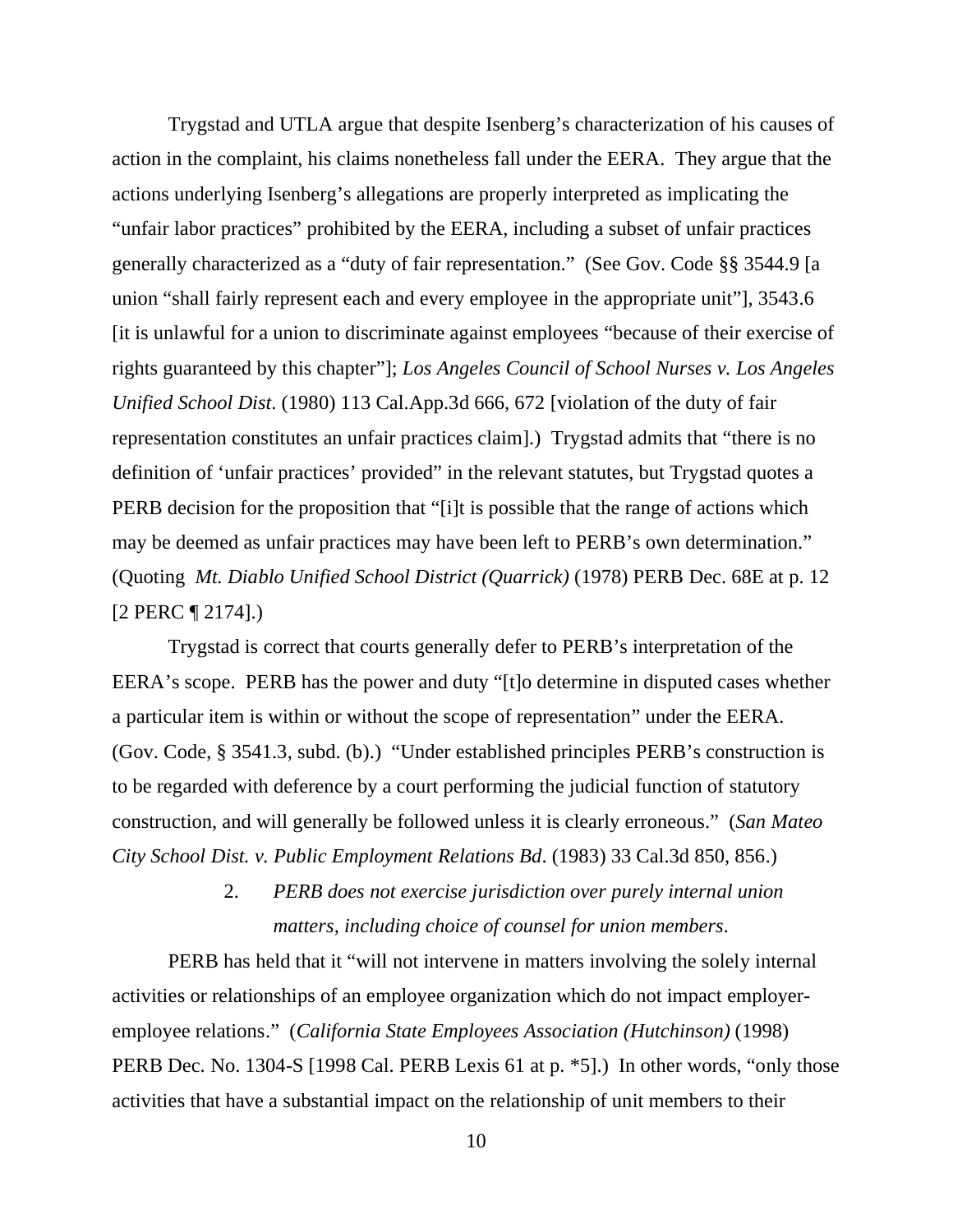Trygstad and UTLA argue that despite Isenberg's characterization of his causes of action in the complaint, his claims nonetheless fall under the EERA. They argue that the actions underlying Isenberg's allegations are properly interpreted as implicating the "unfair labor practices" prohibited by the EERA, including a subset of unfair practices generally characterized as a "duty of fair representation." (See Gov. Code §§ 3544.9 [a union "shall fairly represent each and every employee in the appropriate unit"], 3543.6 [it is unlawful for a union to discriminate against employees "because of their exercise of rights guaranteed by this chapter"]; *Los Angeles Council of School Nurses v. Los Angeles Unified School Dist*. (1980) 113 Cal.App.3d 666, 672 [violation of the duty of fair representation constitutes an unfair practices claim].) Trygstad admits that "there is no definition of 'unfair practices' provided" in the relevant statutes, but Trygstad quotes a PERB decision for the proposition that "[i]t is possible that the range of actions which may be deemed as unfair practices may have been left to PERB's own determination." (Quoting *Mt. Diablo Unified School District (Quarrick)* (1978) PERB Dec. 68E at p. 12 [2 PERC ¶ 2174].)

Trygstad is correct that courts generally defer to PERB's interpretation of the EERA's scope. PERB has the power and duty "[t]o determine in disputed cases whether a particular item is within or without the scope of representation" under the EERA. (Gov. Code, § 3541.3, subd. (b).) "Under established principles PERB's construction is to be regarded with deference by a court performing the judicial function of statutory construction, and will generally be followed unless it is clearly erroneous." (*San Mateo City School Dist. v. Public Employment Relations Bd*. (1983) 33 Cal.3d 850, 856.)

2. *PERB does not exercise jurisdiction over purely internal union matters, including choice of counsel for union members*.

PERB has held that it "will not intervene in matters involving the solely internal activities or relationships of an employee organization which do not impact employer-employee relations." (*California State Employees Association (Hutchinson)* (1998) PERB Dec. No. 1304-S [1998 Cal. PERB Lexis 61 at p. *5].) In other words, "only those activities that have a substantial impact on the relationship of unit members to their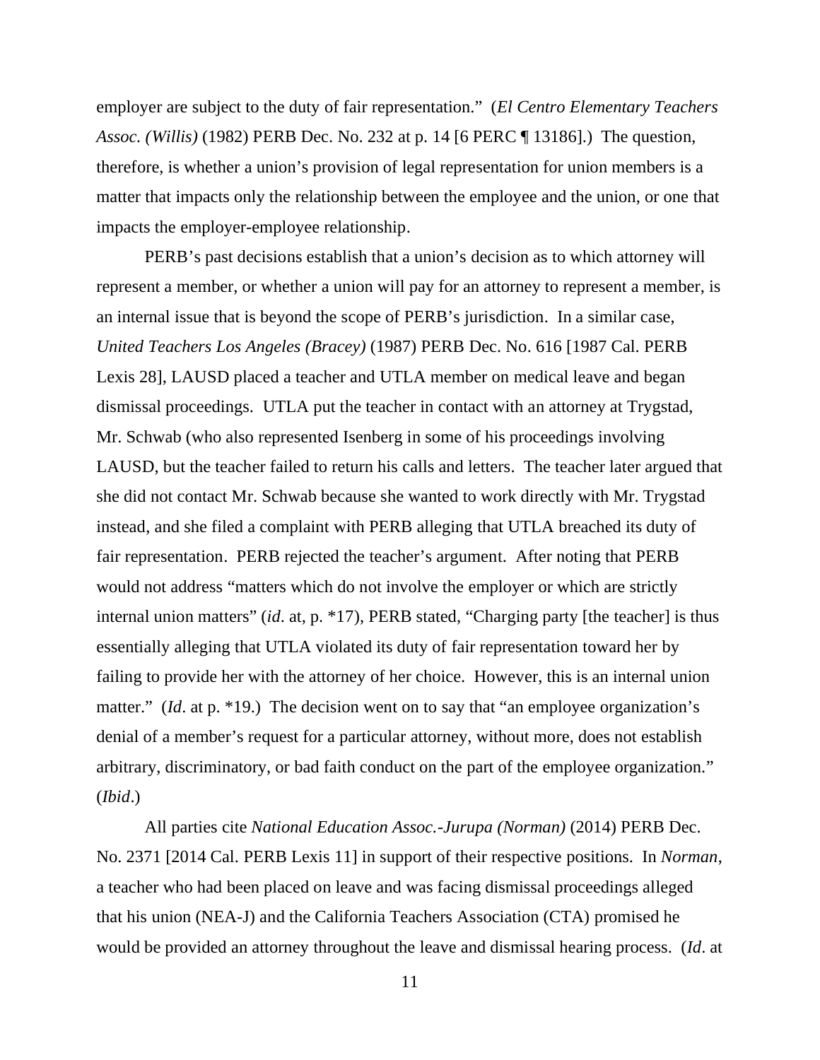employer are subject to the duty of fair representation." (*El Centro Elementary Teachers Assoc. (Willis)* (1982) PERB Dec. No. 232 at p. 14 [6 PERC ¶ 13186].) The question, therefore, is whether a union's provision of legal representation for union members is a matter that impacts only the relationship between the employee and the union, or one that impacts the employer-employee relationship.

PERB's past decisions establish that a union's decision as to which attorney will represent a member, or whether a union will pay for an attorney to represent a member, is an internal issue that is beyond the scope of PERB's jurisdiction. In a similar case, *United Teachers Los Angeles (Bracey)* (1987) PERB Dec. No. 616 [1987 Cal. PERB Lexis 28], LAUSD placed a teacher and UTLA member on medical leave and began dismissal proceedings. UTLA put the teacher in contact with an attorney at Trygstad, Mr. Schwab (who also represented Isenberg in some of his proceedings involving LAUSD, but the teacher failed to return his calls and letters. The teacher later argued that she did not contact Mr. Schwab because she wanted to work directly with Mr. Trygstad instead, and she filed a complaint with PERB alleging that UTLA breached its duty of fair representation. PERB rejected the teacher's argument. After noting that PERB would not address "matters which do not involve the employer or which are strictly internal union matters" (*id*. at, p. *17), PERB stated, "Charging party [the teacher] is thus essentially alleging that UTLA violated its duty of fair representation toward her by failing to provide her with the attorney of her choice. However, this is an internal union matter." (*Id*. at p. *19.) The decision went on to say that "an employee organization's denial of a member's request for a particular attorney, without more, does not establish arbitrary, discriminatory, or bad faith conduct on the part of the employee organization." (*Ibid*.)

All parties cite *National Education Assoc.-Jurupa (Norman)* (2014) PERB Dec. No. 2371 [2014 Cal. PERB Lexis 11] in support of their respective positions. In *Norman*, a teacher who had been placed on leave and was facing dismissal proceedings alleged that his union (NEA-J) and the California Teachers Association (CTA) promised he would be provided an attorney throughout the leave and dismissal hearing process. (*Id*. at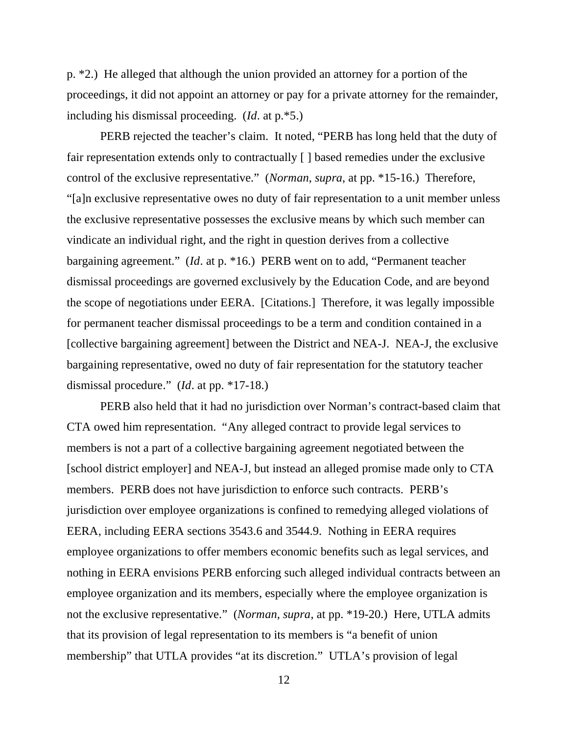p. *2.) He alleged that although the union provided an attorney for a portion of the proceedings, it did not appoint an attorney or pay for a private attorney for the remainder, including his dismissal proceeding. (*Id*. at p.*5.)

PERB rejected the teacher's claim. It noted, "PERB has long held that the duty of fair representation extends only to contractually [ ] based remedies under the exclusive control of the exclusive representative." (*Norman*, *supra*, at pp. *15-16.) Therefore, "[a]n exclusive representative owes no duty of fair representation to a unit member unless the exclusive representative possesses the exclusive means by which such member can vindicate an individual right, and the right in question derives from a collective bargaining agreement." (*Id*. at p. *16.) PERB went on to add, "Permanent teacher dismissal proceedings are governed exclusively by the Education Code, and are beyond the scope of negotiations under EERA. [Citations.] Therefore, it was legally impossible for permanent teacher dismissal proceedings to be a term and condition contained in a [collective bargaining agreement] between the District and NEA-J. NEA-J, the exclusive bargaining representative, owed no duty of fair representation for the statutory teacher dismissal procedure." (*Id*. at pp. *17-18.)

PERB also held that it had no jurisdiction over Norman's contract-based claim that CTA owed him representation. "Any alleged contract to provide legal services to members is not a part of a collective bargaining agreement negotiated between the [school district employer] and NEA-J, but instead an alleged promise made only to CTA members. PERB does not have jurisdiction to enforce such contracts. PERB's jurisdiction over employee organizations is confined to remedying alleged violations of EERA, including EERA sections 3543.6 and 3544.9. Nothing in EERA requires employee organizations to offer members economic benefits such as legal services, and nothing in EERA envisions PERB enforcing such alleged individual contracts between an employee organization and its members, especially where the employee organization is not the exclusive representative." (*Norman*, *supra*, at pp. *19-20.) Here, UTLA admits that its provision of legal representation to its members is "a benefit of union membership" that UTLA provides "at its discretion." UTLA's provision of legal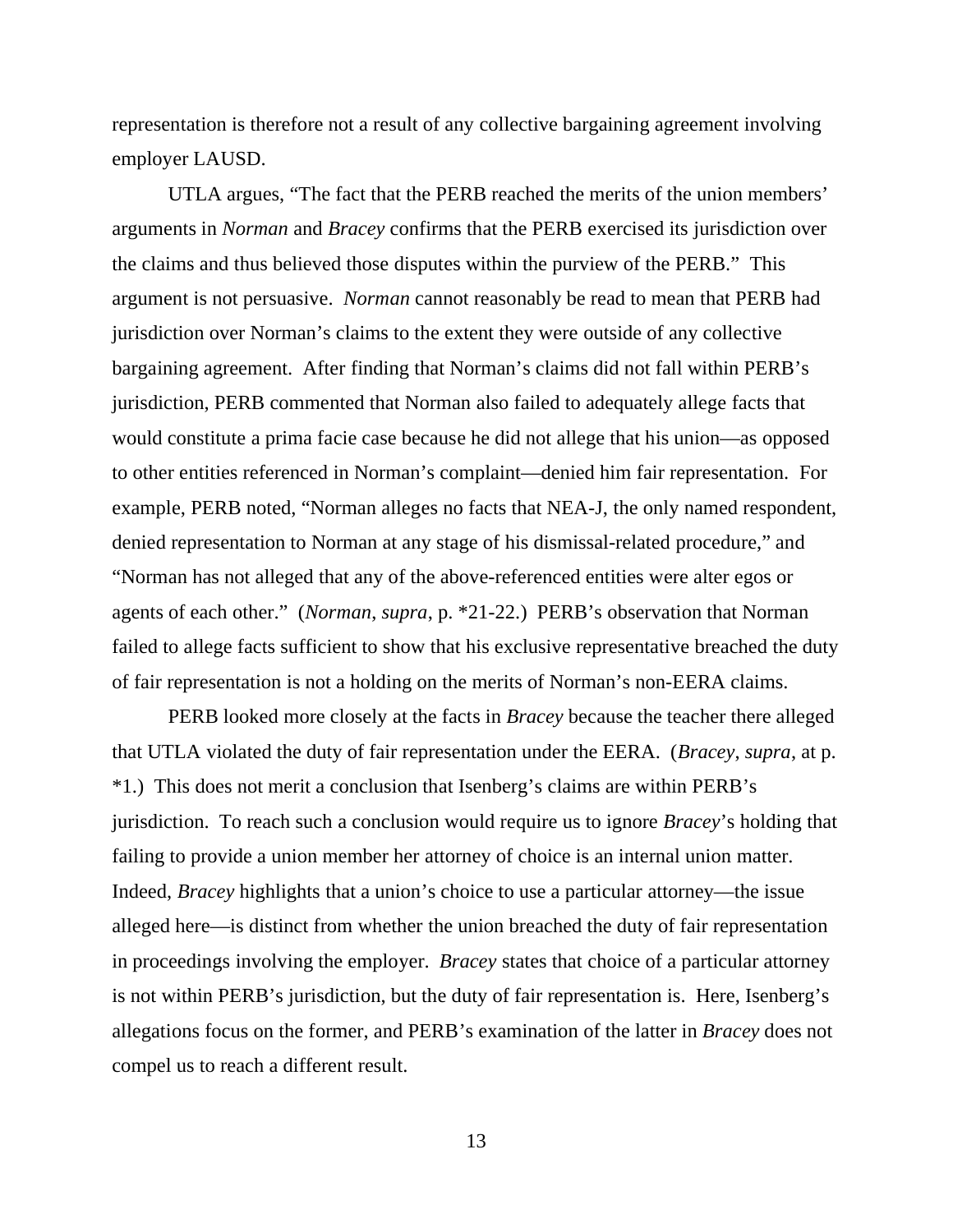representation is therefore not a result of any collective bargaining agreement involving employer LAUSD.

UTLA argues, "The fact that the PERB reached the merits of the union members' arguments in *Norman* and *Bracey* confirms that the PERB exercised its jurisdiction over the claims and thus believed those disputes within the purview of the PERB." This argument is not persuasive. *Norman* cannot reasonably be read to mean that PERB had jurisdiction over Norman's claims to the extent they were outside of any collective bargaining agreement. After finding that Norman's claims did not fall within PERB's jurisdiction, PERB commented that Norman also failed to adequately allege facts that would constitute a prima facie case because he did not allege that his union—as opposed to other entities referenced in Norman's complaint—denied him fair representation. For example, PERB noted, "Norman alleges no facts that NEA-J, the only named respondent, denied representation to Norman at any stage of his dismissal-related procedure," and "Norman has not alleged that any of the above-referenced entities were alter egos or agents of each other." (*Norman*, *supra*, p. *21-22.) PERB's observation that Norman failed to allege facts sufficient to show that his exclusive representative breached the duty of fair representation is not a holding on the merits of Norman's non-EERA claims.

PERB looked more closely at the facts in *Bracey* because the teacher there alleged that UTLA violated the duty of fair representation under the EERA. (*Bracey*, *supra*, at p. *1.) This does not merit a conclusion that Isenberg's claims are within PERB's jurisdiction. To reach such a conclusion would require us to ignore *Bracey*'s holding that failing to provide a union member her attorney of choice is an internal union matter. Indeed, *Bracey* highlights that a union's choice to use a particular attorney—the issue alleged here—is distinct from whether the union breached the duty of fair representation in proceedings involving the employer. *Bracey* states that choice of a particular attorney is not within PERB's jurisdiction, but the duty of fair representation is. Here, Isenberg's allegations focus on the former, and PERB's examination of the latter in *Bracey* does not compel us to reach a different result.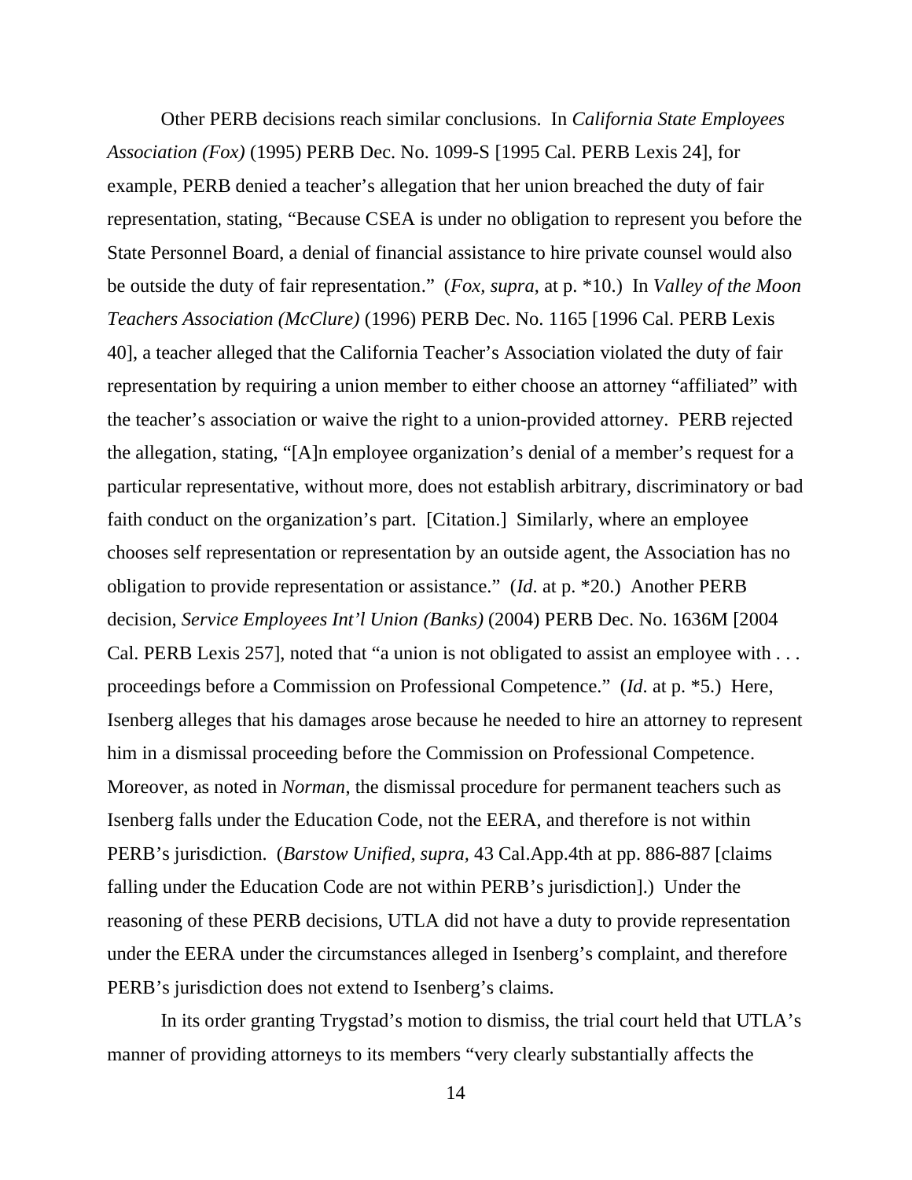Other PERB decisions reach similar conclusions. In *California State Employees Association (Fox)* (1995) PERB Dec. No. 1099-S [1995 Cal. PERB Lexis 24], for example, PERB denied a teacher's allegation that her union breached the duty of fair representation, stating, "Because CSEA is under no obligation to represent you before the State Personnel Board, a denial of financial assistance to hire private counsel would also be outside the duty of fair representation." (*Fox, supra*, at p. *10.) In *Valley of the Moon Teachers Association (McClure)* (1996) PERB Dec. No. 1165 [1996 Cal. PERB Lexis 40], a teacher alleged that the California Teacher's Association violated the duty of fair representation by requiring a union member to either choose an attorney "affiliated" with the teacher's association or waive the right to a union-provided attorney. PERB rejected the allegation, stating, "[A]n employee organization's denial of a member's request for a particular representative, without more, does not establish arbitrary, discriminatory or bad faith conduct on the organization's part. [Citation.] Similarly, where an employee chooses self representation or representation by an outside agent, the Association has no obligation to provide representation or assistance." (*Id*. at p. *20.) Another PERB decision, *Service Employees Int'l Union (Banks)* (2004) PERB Dec. No. 1636M [2004 Cal. PERB Lexis 257], noted that "a union is not obligated to assist an employee with . . . proceedings before a Commission on Professional Competence." (*Id*. at p. *5.) Here, Isenberg alleges that his damages arose because he needed to hire an attorney to represent him in a dismissal proceeding before the Commission on Professional Competence. Moreover, as noted in *Norman*, the dismissal procedure for permanent teachers such as Isenberg falls under the Education Code, not the EERA, and therefore is not within PERB's jurisdiction. (*Barstow Unified, supra,* 43 Cal.App.4th at pp. 886-887 [claims falling under the Education Code are not within PERB's jurisdiction].) Under the reasoning of these PERB decisions, UTLA did not have a duty to provide representation under the EERA under the circumstances alleged in Isenberg's complaint, and therefore PERB's jurisdiction does not extend to Isenberg's claims.

In its order granting Trygstad's motion to dismiss, the trial court held that UTLA's manner of providing attorneys to its members "very clearly substantially affects the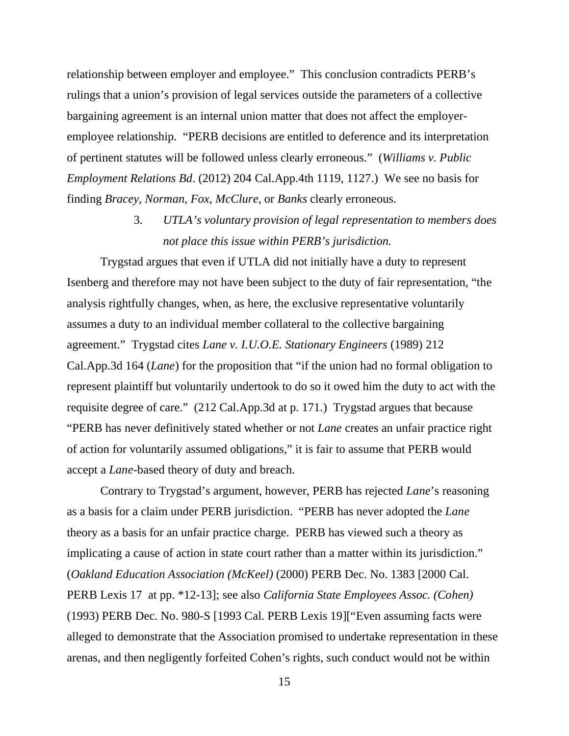relationship between employer and employee." This conclusion contradicts PERB's rulings that a union's provision of legal services outside the parameters of a collective bargaining agreement is an internal union matter that does not affect the employer-employee relationship. "PERB decisions are entitled to deference and its interpretation of pertinent statutes will be followed unless clearly erroneous." (*Williams v. Public Employment Relations Bd*. (2012) 204 Cal.App.4th 1119, 1127.) We see no basis for finding *Bracey*, *Norman*, *Fox*, *McClure*, or *Banks* clearly erroneous.

3. *UTLA's voluntary provision of legal representation to members does not place this issue within PERB's jurisdiction.*

Trygstad argues that even if UTLA did not initially have a duty to represent Isenberg and therefore may not have been subject to the duty of fair representation, "the analysis rightfully changes, when, as here, the exclusive representative voluntarily assumes a duty to an individual member collateral to the collective bargaining agreement." Trygstad cites *Lane v. I.U.O.E. Stationary Engineers* (1989) 212 Cal.App.3d 164 (*Lane*) for the proposition that "if the union had no formal obligation to represent plaintiff but voluntarily undertook to do so it owed him the duty to act with the requisite degree of care." (212 Cal.App.3d at p. 171.) Trygstad argues that because "PERB has never definitively stated whether or not *Lane* creates an unfair practice right of action for voluntarily assumed obligations," it is fair to assume that PERB would accept a *Lane*-based theory of duty and breach.

Contrary to Trygstad's argument, however, PERB has rejected *Lane*'s reasoning as a basis for a claim under PERB jurisdiction. "PERB has never adopted the *Lane* theory as a basis for an unfair practice charge. PERB has viewed such a theory as implicating a cause of action in state court rather than a matter within its jurisdiction." (*Oakland Education Association (McKeel)* (2000) PERB Dec. No. 1383 [2000 Cal. PERB Lexis 17 at pp. *12-13]; see also *California State Employees Assoc. (Cohen)* (1993) PERB Dec. No. 980-S [1993 Cal. PERB Lexis 19]["Even assuming facts were alleged to demonstrate that the Association promised to undertake representation in these arenas, and then negligently forfeited Cohen's rights, such conduct would not be within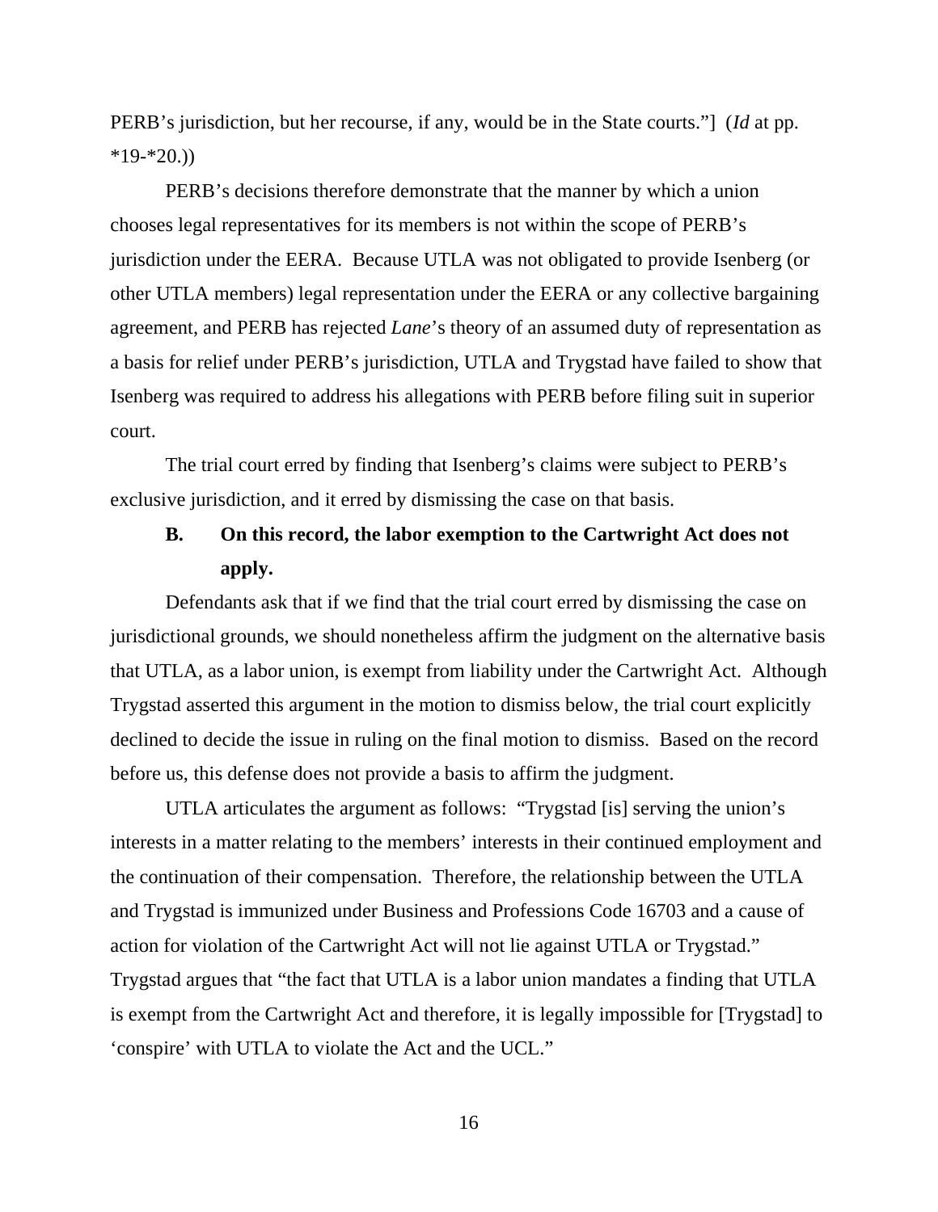PERB's jurisdiction, but her recourse, if any, would be in the State courts."] (*Id* at pp. *19-*20.))

PERB's decisions therefore demonstrate that the manner by which a union chooses legal representatives for its members is not within the scope of PERB's jurisdiction under the EERA. Because UTLA was not obligated to provide Isenberg (or other UTLA members) legal representation under the EERA or any collective bargaining agreement, and PERB has rejected *Lane*'s theory of an assumed duty of representation as a basis for relief under PERB's jurisdiction, UTLA and Trygstad have failed to show that Isenberg was required to address his allegations with PERB before filing suit in superior court.

The trial court erred by finding that Isenberg's claims were subject to PERB's exclusive jurisdiction, and it erred by dismissing the case on that basis.

### B. On this record, the labor exemption to the Cartwright Act does not apply.

Defendants ask that if we find that the trial court erred by dismissing the case on jurisdictional grounds, we should nonetheless affirm the judgment on the alternative basis that UTLA, as a labor union, is exempt from liability under the Cartwright Act. Although Trygstad asserted this argument in the motion to dismiss below, the trial court explicitly declined to decide the issue in ruling on the final motion to dismiss. Based on the record before us, this defense does not provide a basis to affirm the judgment.

UTLA articulates the argument as follows: "Trygstad [is] serving the union's interests in a matter relating to the members' interests in their continued employment and the continuation of their compensation. Therefore, the relationship between the UTLA and Trygstad is immunized under Business and Professions Code 16703 and a cause of action for violation of the Cartwright Act will not lie against UTLA or Trygstad." Trygstad argues that "the fact that UTLA is a labor union mandates a finding that UTLA is exempt from the Cartwright Act and therefore, it is legally impossible for [Trygstad] to 'conspire' with UTLA to violate the Act and the UCL."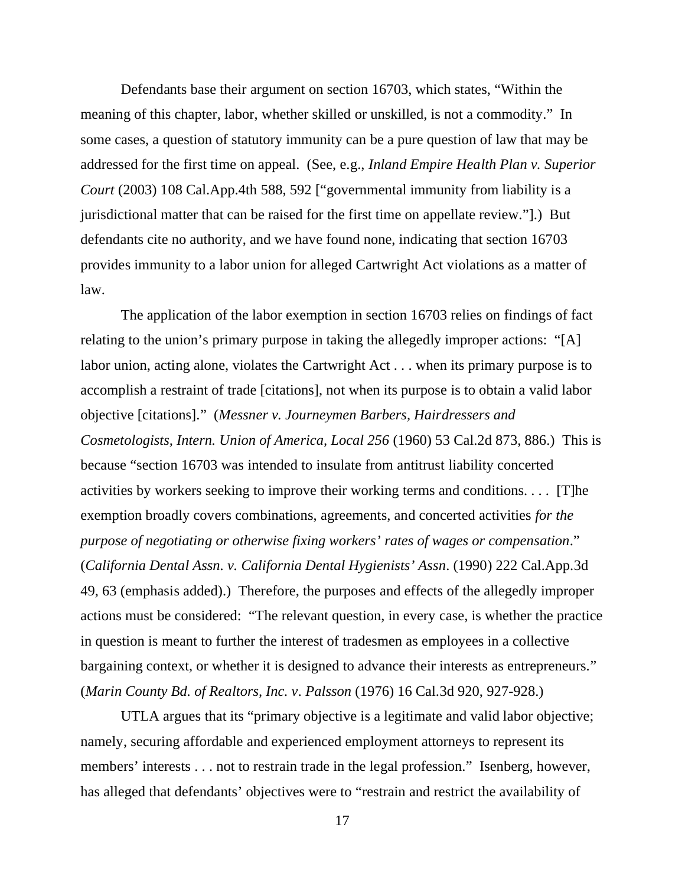Defendants base their argument on section 16703, which states, “Within the meaning of this chapter, labor, whether skilled or unskilled, is not a commodity.” In some cases, a question of statutory immunity can be a pure question of law that may be addressed for the first time on appeal. (See, e.g., *Inland Empire Health Plan v. Superior Court* (2003) 108 Cal.App.4th 588, 592 [“governmental immunity from liability is a jurisdictional matter that can be raised for the first time on appellate review.”].) But defendants cite no authority, and we have found none, indicating that section 16703 provides immunity to a labor union for alleged Cartwright Act violations as a matter of law.

The application of the labor exemption in section 16703 relies on findings of fact relating to the union’s primary purpose in taking the allegedly improper actions: “[A] labor union, acting alone, violates the Cartwright Act . . . when its primary purpose is to accomplish a restraint of trade [citations], not when its purpose is to obtain a valid labor objective [citations].” (*Messner v. Journeymen Barbers, Hairdressers and Cosmetologists, Intern. Union of America, Local 256* (1960) 53 Cal.2d 873, 886.) This is because “section 16703 was intended to insulate from antitrust liability concerted activities by workers seeking to improve their working terms and conditions. . . . [T]he exemption broadly covers combinations, agreements, and concerted activities *for the purpose of negotiating or otherwise fixing workers’ rates of wages or compensation*.” (*California Dental Assn. v. California Dental Hygienists’ Assn*. (1990) 222 Cal.App.3d 49, 63 (emphasis added).) Therefore, the purposes and effects of the allegedly improper actions must be considered: “The relevant question, in every case, is whether the practice in question is meant to further the interest of tradesmen as employees in a collective bargaining context, or whether it is designed to advance their interests as entrepreneurs.” (*Marin County Bd. of Realtors, Inc. v. Palsson* (1976) 16 Cal.3d 920, 927-928.)

UTLA argues that its “primary objective is a legitimate and valid labor objective; namely, securing affordable and experienced employment attorneys to represent its members’ interests . . . not to restrain trade in the legal profession.” Isenberg, however, has alleged that defendants’ objectives were to “restrain and restrict the availability of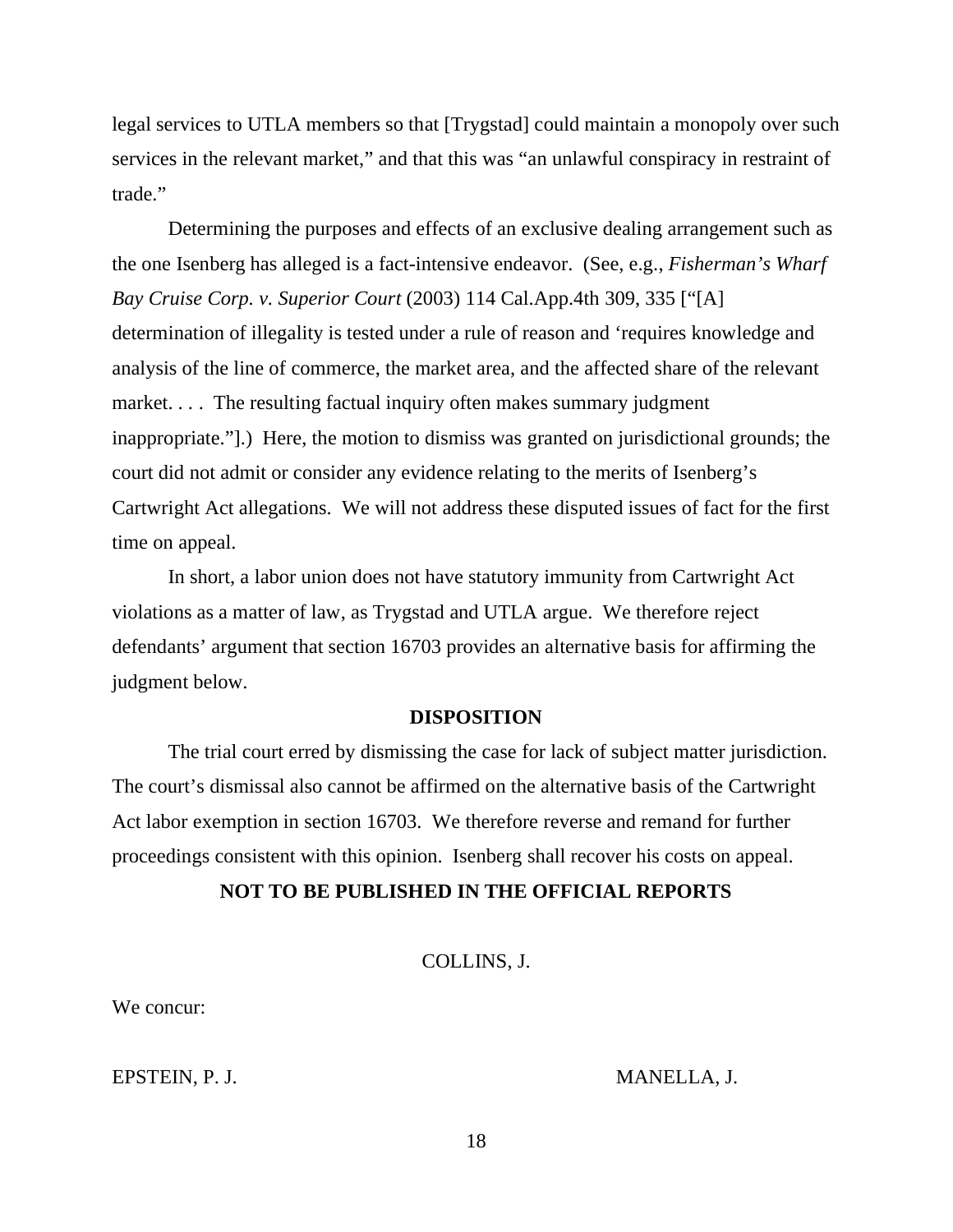legal services to UTLA members so that [Trygstad] could maintain a monopoly over such services in the relevant market," and that this was "an unlawful conspiracy in restraint of trade."

Determining the purposes and effects of an exclusive dealing arrangement such as the one Isenberg has alleged is a fact-intensive endeavor. (See, e.g., *Fisherman's Wharf Bay Cruise Corp. v. Superior Court* (2003) 114 Cal.App.4th 309, 335 ["[A] determination of illegality is tested under a rule of reason and 'requires knowledge and analysis of the line of commerce, the market area, and the affected share of the relevant market. . . . The resulting factual inquiry often makes summary judgment inappropriate."].) Here, the motion to dismiss was granted on jurisdictional grounds; the court did not admit or consider any evidence relating to the merits of Isenberg's Cartwright Act allegations. We will not address these disputed issues of fact for the first time on appeal.

In short, a labor union does not have statutory immunity from Cartwright Act violations as a matter of law, as Trygstad and UTLA argue. We therefore reject defendants' argument that section 16703 provides an alternative basis for affirming the judgment below.

**DISPOSITION**

The trial court erred by dismissing the case for lack of subject matter jurisdiction. The court's dismissal also cannot be affirmed on the alternative basis of the Cartwright Act labor exemption in section 16703. We therefore reverse and remand for further proceedings consistent with this opinion. Isenberg shall recover his costs on appeal.

**NOT TO BE PUBLISHED IN THE OFFICIAL REPORTS**

COLLINS, J.

We concur:

EPSTEIN, P. J.

MANELLA, J.